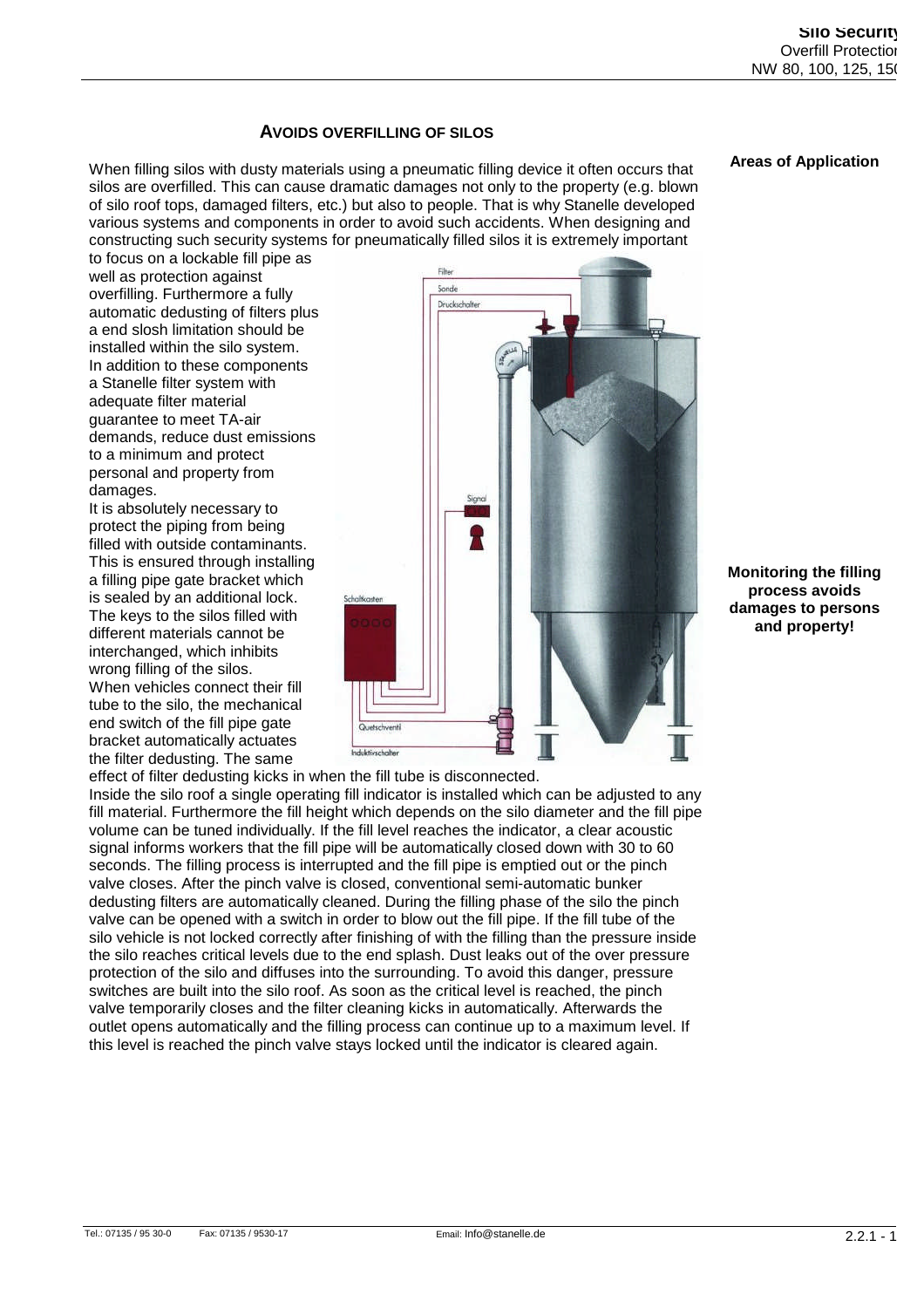## AVOIDS OVERFILLING OF SILOS

**Areas of Application**

When filling silos with dusty materials using a pneumatic filling device it often occurs that silos are overfilled. This can cause dramatic damages not only to the property (e.g. blown of silo roof tops, damaged filters, etc.) but also to people. That is why Stanelle developed various systems and components in order to avoid such accidents. When designing and constructing such security systems for pneumatically filled silos it is extremely important to focus on a lockable fill pipe as well as protection against overfilling. Furthermore a fully automatic dedusting of filters plus a end slosh limitation should be installed within the silo system. In addition to these components a Stanelle filter system with adequate filter material guarantee to meet TA-air demands, reduce dust emissions to a minimum and protect personal and property from damages.

It is absolutely necessary to protect the piping from being filled with outside contaminants. This is ensured through installing a filling pipe gate bracket which is sealed by an additional lock. The keys to the silos filled with different materials cannot be interchanged, which inhibits wrong filling of the silos.

When vehicles connect their fill tube to the silo, the mechanical end switch of the fill pipe gate bracket automatically actuates the filter dedusting. The same effect of filter dedusting kicks in when the fill tube is disconnected.

Inside the silo roof a single operating fill indicator is installed which can be adjusted to any fill material. Furthermore the fill height which depends on the silo diameter and the fill pipe volume can be tuned individually. If the fill level reaches the indicator, a clear acoustic signal informs workers that the fill pipe will be automatically closed down with 30 to 60 seconds. The filling process is interrupted and the fill pipe is emptied out or the pinch valve closes. After the pinch valve is closed, conventional semi-automatic bunker dedusting filters are automatically cleaned. During the filling phase of the silo the pinch valve can be opened with a switch in order to blow out the fill pipe. If the fill tube of the silo vehicle is not locked correctly after finishing of with the filling than the pressure inside the silo reaches critical levels due to the end splash. Dust leaks out of the over pressure protection of the silo and diffuses into the surrounding. To avoid this danger, pressure switches are built into the silo roof. As soon as the critical level is reached, the pinch valve temporarily closes and the filter cleaning kicks in automatically. Afterwards the outlet opens automatically and the filling process can continue up to a maximum level. If this level is reached the pinch valve stays locked until the indicator is cleared again.

**Monitoring the filling process avoids damages to persons and property!**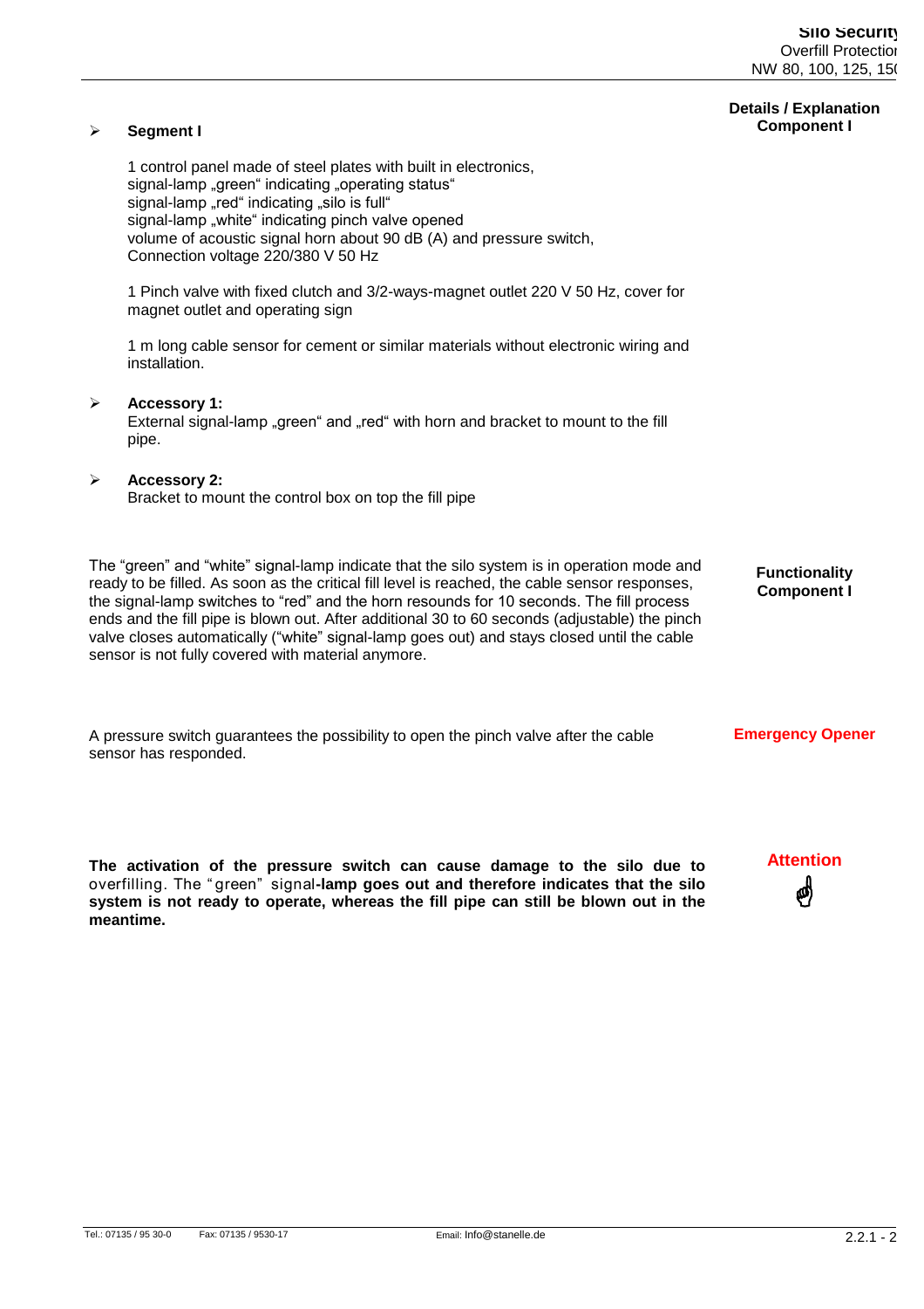**Details / Explanation Component I**

- **Segment I**

  1 control panel made of steel plates with built in electronics,
  signal-lamp „green" indicating „operating status"
  signal-lamp „red" indicating „silo is full"
  signal-lamp „white" indicating pinch valve opened
  volume of acoustic signal horn about 90 dB (A) and pressure switch,
  Connection voltage 220/380 V 50 Hz

  1 Pinch valve with fixed clutch and 3/2-ways-magnet outlet 220 V 50 Hz, cover for magnet outlet and operating sign

  1 m long cable sensor for cement or similar materials without electronic wiring and installation.

- **Accessory 1:**
  External signal-lamp „green" and „red" with horn and bracket to mount to the fill pipe.

- **Accessory 2:**
  Bracket to mount the control box on top the fill pipe

**Functionality Component I**

The "green" and "white" signal-lamp indicate that the silo system is in operation mode and ready to be filled. As soon as the critical fill level is reached, the cable sensor responses, the signal-lamp switches to "red" and the horn resounds for 10 seconds. The fill process ends and the fill pipe is blown out. After additional 30 to 60 seconds (adjustable) the pinch valve closes automatically ("white" signal-lamp goes out) and stays closed until the cable sensor is not fully covered with material anymore.

**Emergency Opener**

A pressure switch guarantees the possibility to open the pinch valve after the cable sensor has responded.

**Attention** ☝

**The activation of the pressure switch can cause damage to the silo due to** overfilling. The "green" signal**-lamp goes out and therefore indicates that the silo system is not ready to operate, whereas the fill pipe can still be blown out in the meantime.**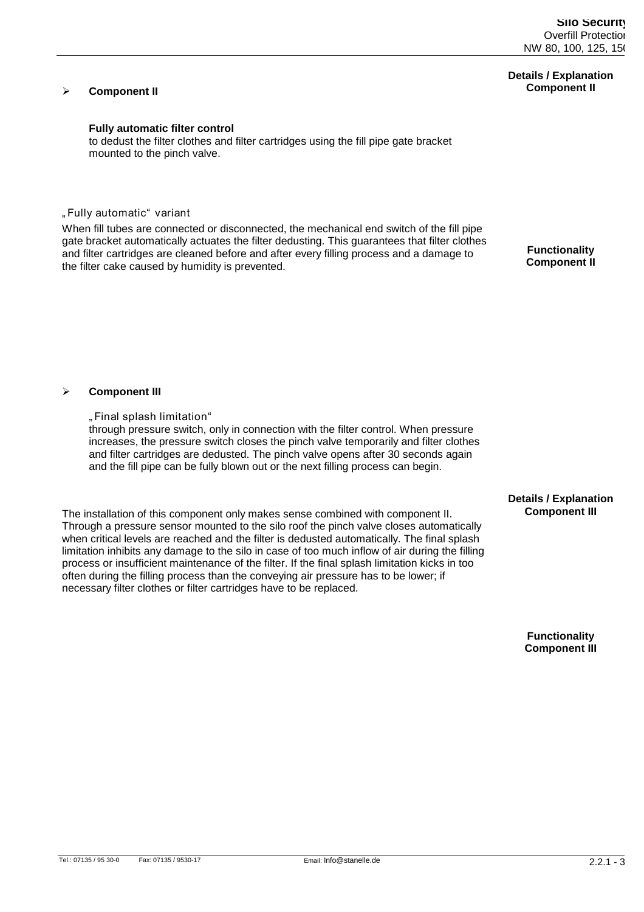## Component II

**Details / Explanation Component II**

**Fully automatic filter control**
to dedust the filter clothes and filter cartridges using the fill pipe gate bracket mounted to the pinch valve.

**Functionality Component II**

„Fully automatic" variant

When fill tubes are connected or disconnected, the mechanical end switch of the fill pipe gate bracket automatically actuates the filter dedusting. This guarantees that filter clothes and filter cartridges are cleaned before and after every filling process and a damage to the filter cake caused by humidity is prevented.

## Component III

**Details / Explanation Component III**

„Final splash limitation"
through pressure switch, only in connection with the filter control. When pressure increases, the pressure switch closes the pinch valve temporarily and filter clothes and filter cartridges are dedusted. The pinch valve opens after 30 seconds again and the fill pipe can be fully blown out or the next filling process can begin.

**Functionality Component III**

The installation of this component only makes sense combined with component II. Through a pressure sensor mounted to the silo roof the pinch valve closes automatically when critical levels are reached and the filter is dedusted automatically. The final splash limitation inhibits any damage to the silo in case of too much inflow of air during the filling process or insufficient maintenance of the filter. If the final splash limitation kicks in too often during the filling process than the conveying air pressure has to be lower; if necessary filter clothes or filter cartridges have to be replaced.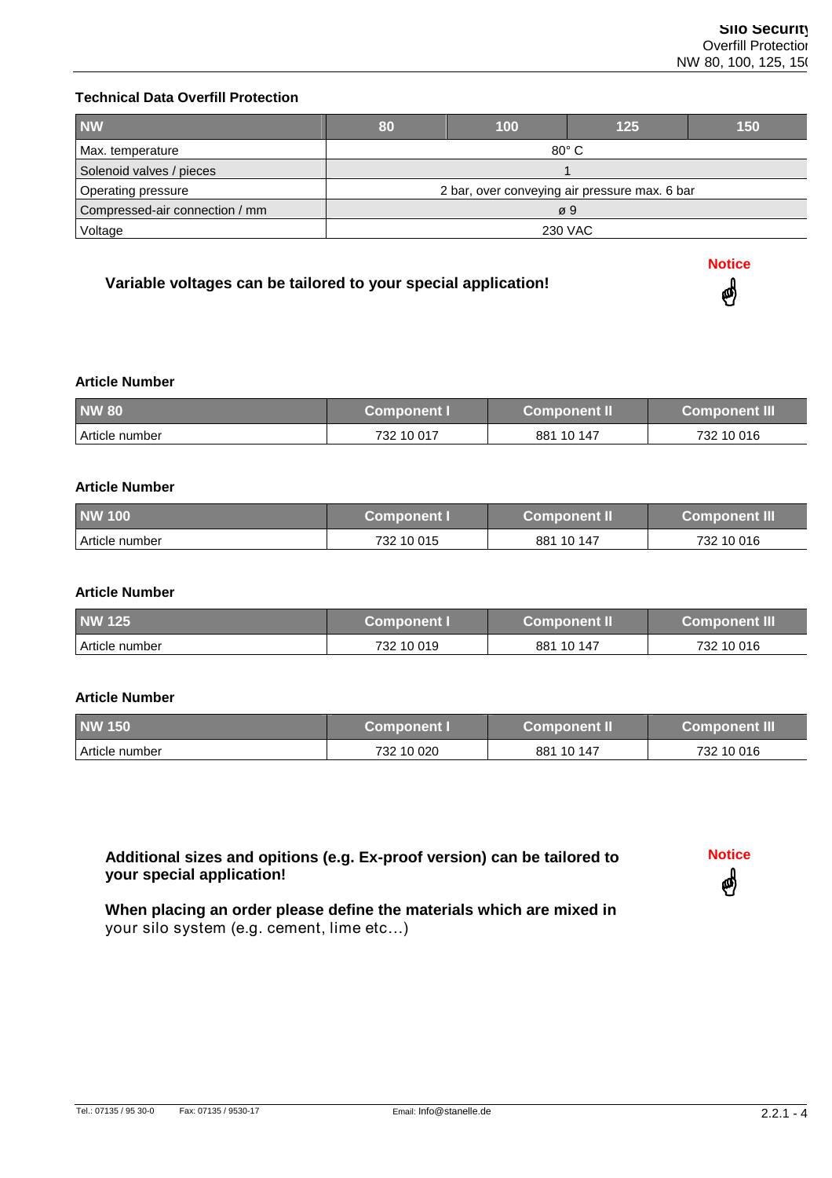### Technical Data Overfill Protection

| NW | 80 | 100 | 125 | 150 |
|---|---|---|---|---|
| Max. temperature | 80° C | | | |
| Solenoid valves / pieces | 1 | | | |
| Operating pressure | 2 bar, over conveying air pressure max. 6 bar | | | |
| Compressed-air connection / mm | ø 9 | | | |
| Voltage | 230 VAC | | | |

**Notice**

**Variable voltages can be tailored to your special application!**

### Article Number

| NW 80 | Component I | Component II | Component III |
|---|---|---|---|
| Article number | 732 10 017 | 881 10 147 | 732 10 016 |

### Article Number

| NW 100 | Component I | Component II | Component III |
|---|---|---|---|
| Article number | 732 10 015 | 881 10 147 | 732 10 016 |

### Article Number

| NW 125 | Component I | Component II | Component III |
|---|---|---|---|
| Article number | 732 10 019 | 881 10 147 | 732 10 016 |

### Article Number

| NW 150 | Component I | Component II | Component III |
|---|---|---|---|
| Article number | 732 10 020 | 881 10 147 | 732 10 016 |

**Notice**

**Additional sizes and opitions (e.g. Ex-proof version) can be tailored to your special application!**

**When placing an order please define the materials which are mixed in** your silo system (e.g. cement, lime etc…)